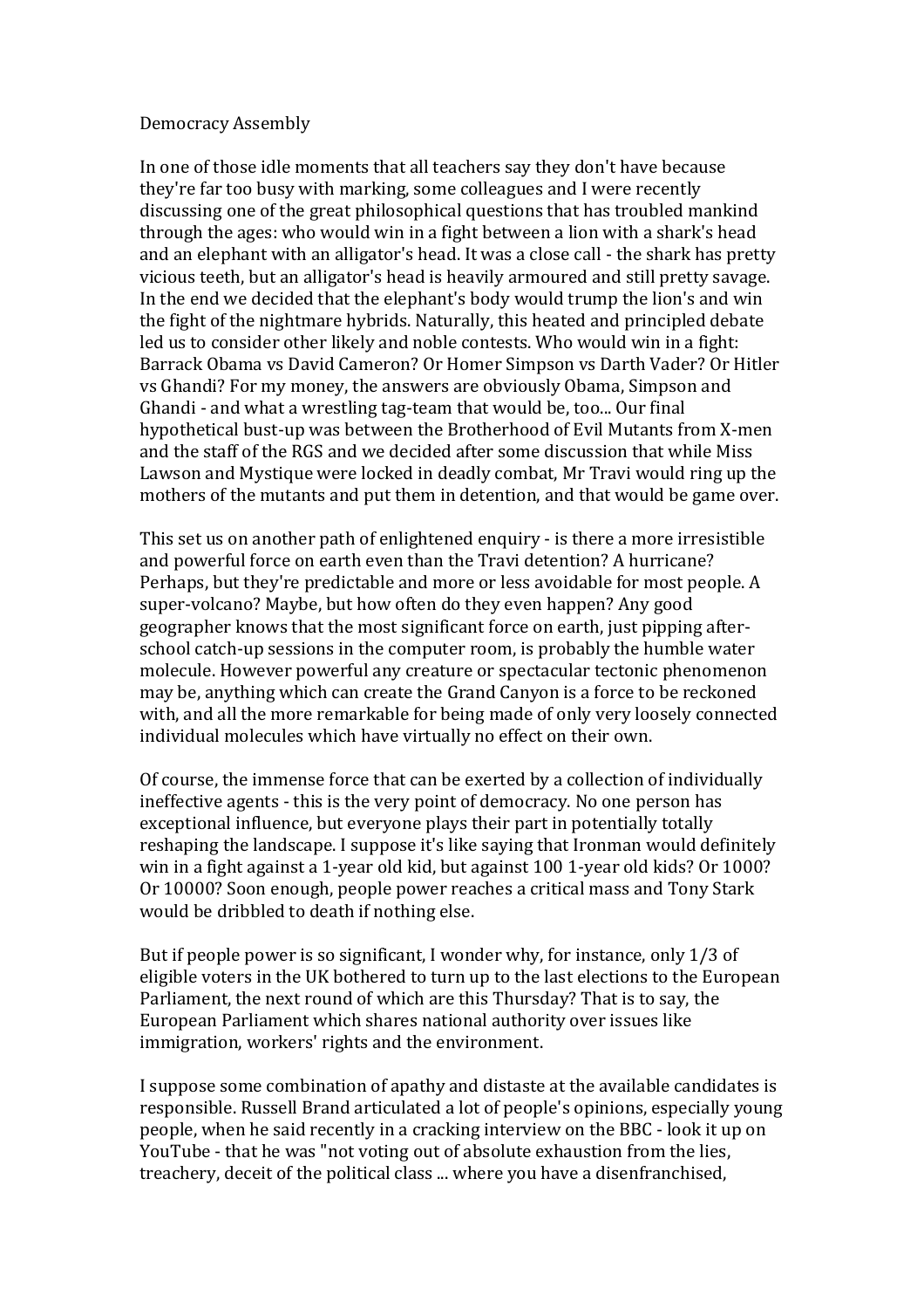# Democracy Assembly

In one of those idle moments that all teachers say they don't have because they're far too busy with marking, some colleagues and I were recently discussing one of the great philosophical questions that has troubled mankind through the ages: who would win in a fight between a lion with a shark's head and an elephant with an alligator's head. It was a close call - the shark has pretty vicious teeth, but an alligator's head is heavily armoured and still pretty savage. In the end we decided that the elephant's body would trump the lion's and win the fight of the nightmare hybrids. Naturally, this heated and principled debate led us to consider other likely and noble contests. Who would win in a fight: Barrack Obama vs David Cameron? Or Homer Simpson vs Darth Vader? Or Hitler vs Ghandi? For my money, the answers are obviously Obama, Simpson and Ghandi - and what a wrestling tag-team that would be, too... Our final hypothetical bust-up was between the Brotherhood of Evil Mutants from X-men and the staff of the RGS and we decided after some discussion that while Miss Lawson and Mystique were locked in deadly combat, Mr Travi would ring up the mothers of the mutants and put them in detention, and that would be game over.

This set us on another path of enlightened enquiry - is there a more irresistible and powerful force on earth even than the Travi detention? A hurricane? Perhaps, but they're predictable and more or less avoidable for most people. A super-volcano? Maybe, but how often do they even happen? Any good geographer knows that the most significant force on earth, just pipping after-school catch-up sessions in the computer room, is probably the humble water molecule. However powerful any creature or spectacular tectonic phenomenon may be, anything which can create the Grand Canyon is a force to be reckoned with, and all the more remarkable for being made of only very loosely connected individual molecules which have virtually no effect on their own.

Of course, the immense force that can be exerted by a collection of individually ineffective agents - this is the very point of democracy. No one person has exceptional influence, but everyone plays their part in potentially totally reshaping the landscape. I suppose it's like saying that Ironman would definitely win in a fight against a 1-year old kid, but against 100 1-year old kids? Or 1000? Or 10000? Soon enough, people power reaches a critical mass and Tony Stark would be dribbled to death if nothing else.

But if people power is so significant, I wonder why, for instance, only 1/3 of eligible voters in the UK bothered to turn up to the last elections to the European Parliament, the next round of which are this Thursday? That is to say, the European Parliament which shares national authority over issues like immigration, workers' rights and the environment.

I suppose some combination of apathy and distaste at the available candidates is responsible. Russell Brand articulated a lot of people's opinions, especially young people, when he said recently in a cracking interview on the BBC - look it up on YouTube - that he was "not voting out of absolute exhaustion from the lies, treachery, deceit of the political class ... where you have a disenfranchised,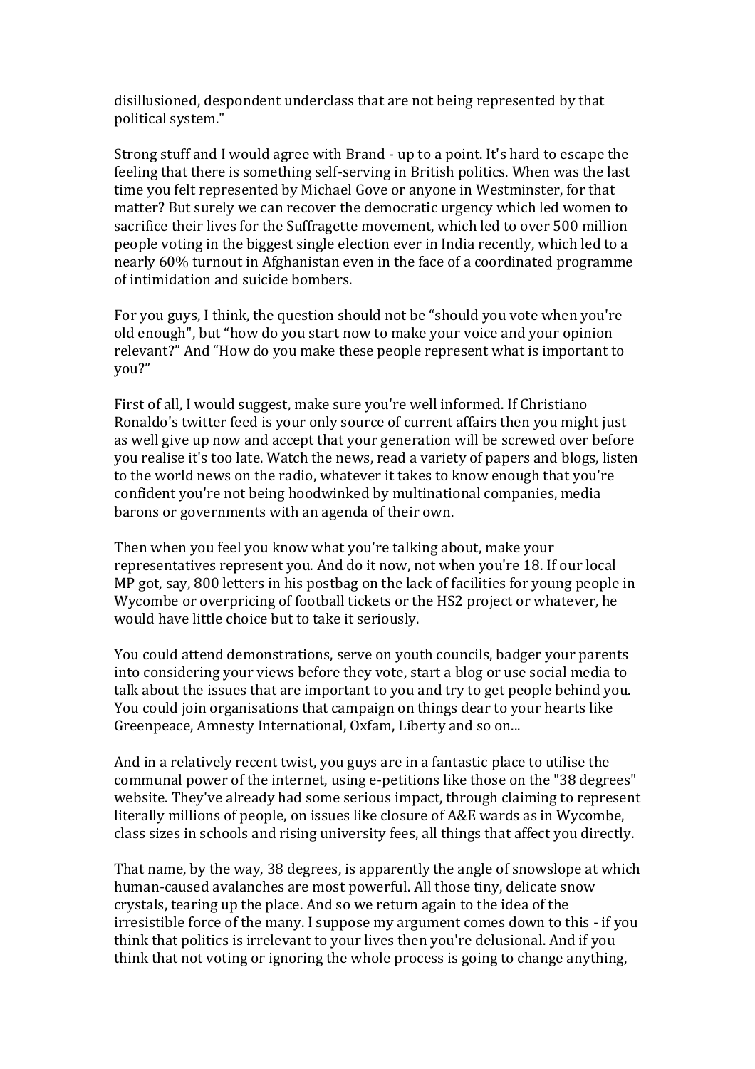disillusioned, despondent underclass that are not being represented by that political system."

Strong stuff and I would agree with Brand - up to a point. It's hard to escape the feeling that there is something self-serving in British politics. When was the last time you felt represented by Michael Gove or anyone in Westminster, for that matter? But surely we can recover the democratic urgency which led women to sacrifice their lives for the Suffragette movement, which led to over 500 million people voting in the biggest single election ever in India recently, which led to a nearly 60% turnout in Afghanistan even in the face of a coordinated programme of intimidation and suicide bombers.

For you guys, I think, the question should not be "should you vote when you're old enough", but "how do you start now to make your voice and your opinion relevant?" And "How do you make these people represent what is important to you?"

First of all, I would suggest, make sure you're well informed. If Christiano Ronaldo's twitter feed is your only source of current affairs then you might just as well give up now and accept that your generation will be screwed over before you realise it's too late. Watch the news, read a variety of papers and blogs, listen to the world news on the radio, whatever it takes to know enough that you're confident you're not being hoodwinked by multinational companies, media barons or governments with an agenda of their own.

Then when you feel you know what you're talking about, make your representatives represent you. And do it now, not when you're 18. If our local MP got, say, 800 letters in his postbag on the lack of facilities for young people in Wycombe or overpricing of football tickets or the HS2 project or whatever, he would have little choice but to take it seriously.

You could attend demonstrations, serve on youth councils, badger your parents into considering your views before they vote, start a blog or use social media to talk about the issues that are important to you and try to get people behind you. You could join organisations that campaign on things dear to your hearts like Greenpeace, Amnesty International, Oxfam, Liberty and so on...

And in a relatively recent twist, you guys are in a fantastic place to utilise the communal power of the internet, using e-petitions like those on the "38 degrees" website. They've already had some serious impact, through claiming to represent literally millions of people, on issues like closure of A&E wards as in Wycombe, class sizes in schools and rising university fees, all things that affect you directly.

That name, by the way, 38 degrees, is apparently the angle of snowslope at which human-caused avalanches are most powerful. All those tiny, delicate snow crystals, tearing up the place. And so we return again to the idea of the irresistible force of the many. I suppose my argument comes down to this - if you think that politics is irrelevant to your lives then you're delusional. And if you think that not voting or ignoring the whole process is going to change anything,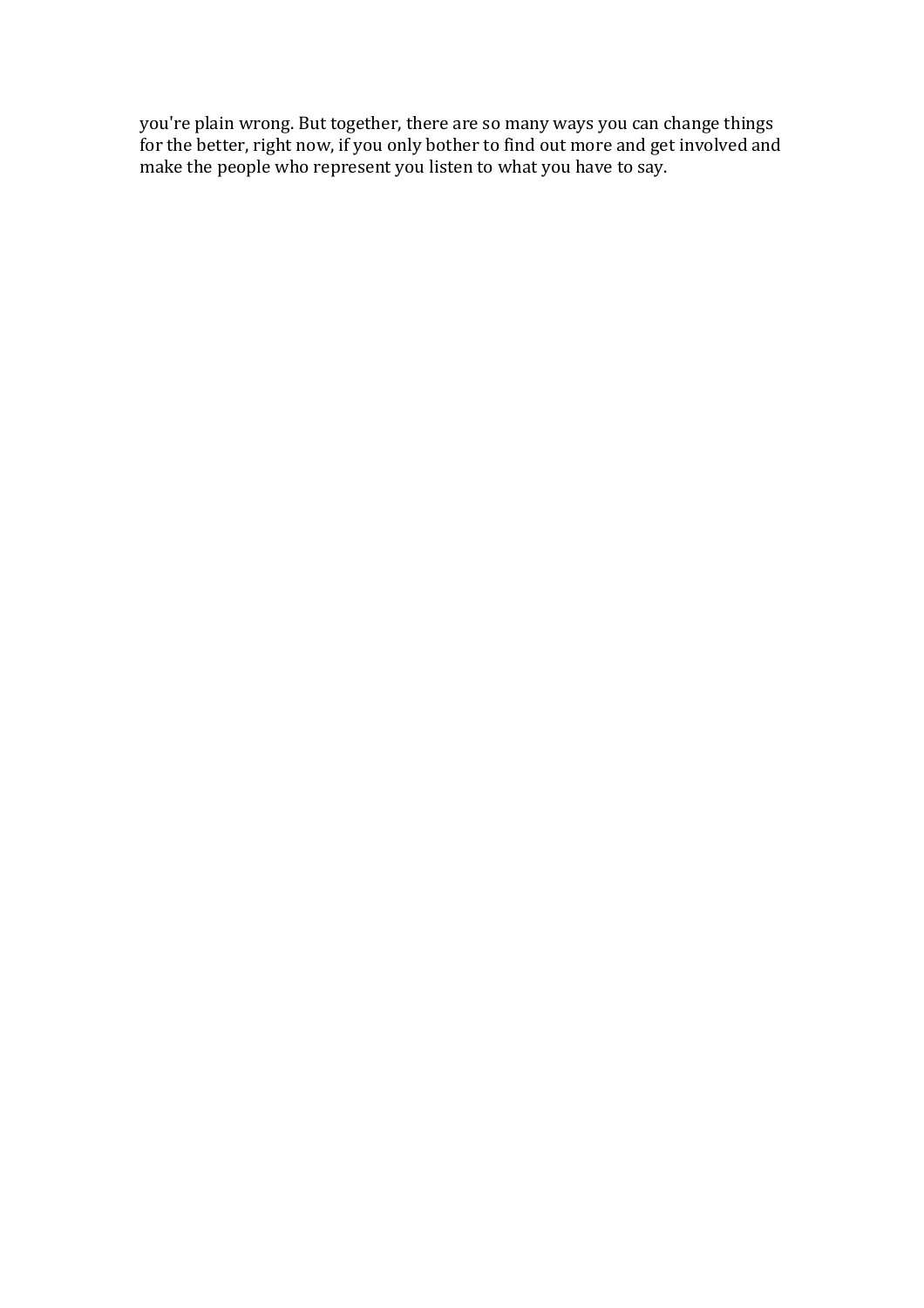you're plain wrong. But together, there are so many ways you can change things for the better, right now, if you only bother to find out more and get involved and make the people who represent you listen to what you have to say.